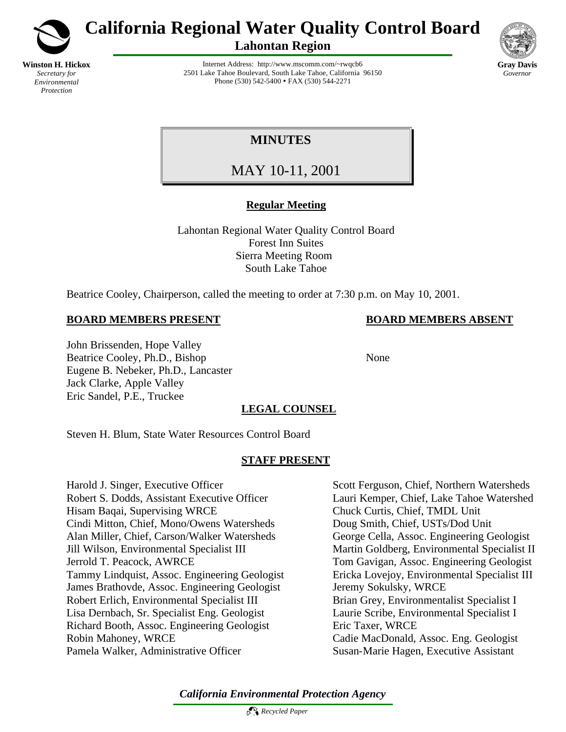# California Regional Water Quality Control Board

## Lahontan Region

**Winston H. Hickox**
*Secretary for Environmental Protection*

Internet Address: http://www.mscomm.com/~rwqcb6
2501 Lake Tahoe Boulevard, South Lake Tahoe, California 96150
Phone (530) 542-5400 • FAX (530) 544-2271

**Gray Davis**
*Governor*

# MINUTES

## MAY 10-11, 2001

**Regular Meeting**

Lahontan Regional Water Quality Control Board
Forest Inn Suites
Sierra Meeting Room
South Lake Tahoe

Beatrice Cooley, Chairperson, called the meeting to order at 7:30 p.m. on May 10, 2001.

**BOARD MEMBERS PRESENT**

John Brissenden, Hope Valley
Beatrice Cooley, Ph.D., Bishop
Eugene B. Nebeker, Ph.D., Lancaster
Jack Clarke, Apple Valley
Eric Sandel, P.E., Truckee

**BOARD MEMBERS ABSENT**

None

**LEGAL COUNSEL**

Steven H. Blum, State Water Resources Control Board

**STAFF PRESENT**

Harold J. Singer, Executive Officer
Robert S. Dodds, Assistant Executive Officer
Hisam Baqai, Supervising WRCE
Cindi Mitton, Chief, Mono/Owens Watersheds
Alan Miller, Chief, Carson/Walker Watersheds
Jill Wilson, Environmental Specialist III
Jerrold T. Peacock, AWRCE
Tammy Lindquist, Assoc. Engineering Geologist
James Brathovde, Assoc. Engineering Geologist
Robert Erlich, Environmental Specialist III
Lisa Dernbach, Sr. Specialist Eng. Geologist
Richard Booth, Assoc. Engineering Geologist
Robin Mahoney, WRCE
Pamela Walker, Administrative Officer
Scott Ferguson, Chief, Northern Watersheds
Lauri Kemper, Chief, Lake Tahoe Watershed
Chuck Curtis, Chief, TMDL Unit
Doug Smith, Chief, USTs/Dod Unit
George Cella, Assoc. Engineering Geologist
Martin Goldberg, Environmental Specialist II
Tom Gavigan, Assoc. Engineering Geologist
Ericka Lovejoy, Environmental Specialist III
Jeremy Sokulsky, WRCE
Brian Grey, Environmentalist Specialist I
Laurie Scribe, Environmental Specialist I
Eric Taxer, WRCE
Cadie MacDonald, Assoc. Eng. Geologist
Susan-Marie Hagen, Executive Assistant

*California Environmental Protection Agency*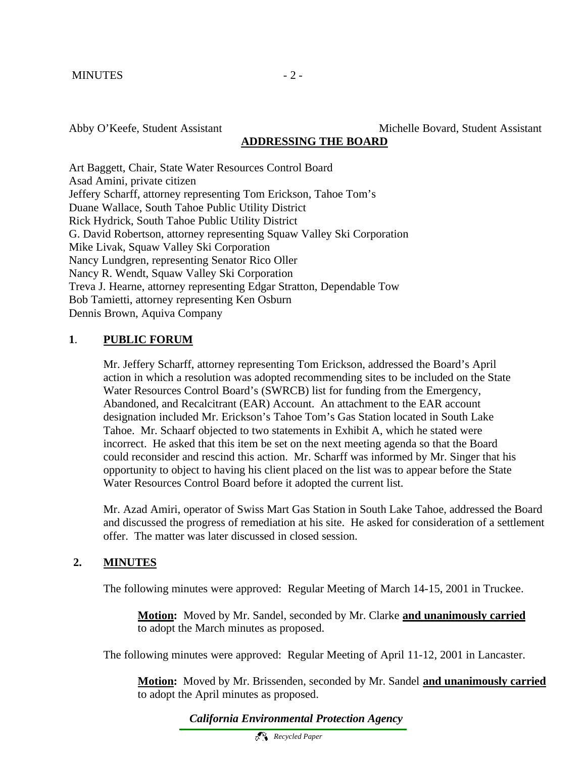Abby O'Keefe, Student Assistant Michelle Bovard, Student Assistant

**ADDRESSING THE BOARD**

Art Baggett, Chair, State Water Resources Control Board
Asad Amini, private citizen
Jeffery Scharff, attorney representing Tom Erickson, Tahoe Tom's
Duane Wallace, South Tahoe Public Utility District
Rick Hydrick, South Tahoe Public Utility District
G. David Robertson, attorney representing Squaw Valley Ski Corporation
Mike Livak, Squaw Valley Ski Corporation
Nancy Lundgren, representing Senator Rico Oller
Nancy R. Wendt, Squaw Valley Ski Corporation
Treva J. Hearne, attorney representing Edgar Stratton, Dependable Tow
Bob Tamietti, attorney representing Ken Osburn
Dennis Brown, Aquiva Company

## 1. PUBLIC FORUM

Mr. Jeffery Scharff, attorney representing Tom Erickson, addressed the Board's April action in which a resolution was adopted recommending sites to be included on the State Water Resources Control Board's (SWRCB) list for funding from the Emergency, Abandoned, and Recalcitrant (EAR) Account. An attachment to the EAR account designation included Mr. Erickson's Tahoe Tom's Gas Station located in South Lake Tahoe. Mr. Schaarf objected to two statements in Exhibit A, which he stated were incorrect. He asked that this item be set on the next meeting agenda so that the Board could reconsider and rescind this action. Mr. Scharff was informed by Mr. Singer that his opportunity to object to having his client placed on the list was to appear before the State Water Resources Control Board before it adopted the current list.

Mr. Azad Amiri, operator of Swiss Mart Gas Station in South Lake Tahoe, addressed the Board and discussed the progress of remediation at his site. He asked for consideration of a settlement offer. The matter was later discussed in closed session.

## 2. MINUTES

The following minutes were approved: Regular Meeting of March 14-15, 2001 in Truckee.

> **Motion:** Moved by Mr. Sandel, seconded by Mr. Clarke **and unanimously carried** to adopt the March minutes as proposed.

The following minutes were approved: Regular Meeting of April 11-12, 2001 in Lancaster.

> **Motion:** Moved by Mr. Brissenden, seconded by Mr. Sandel **and unanimously carried** to adopt the April minutes as proposed.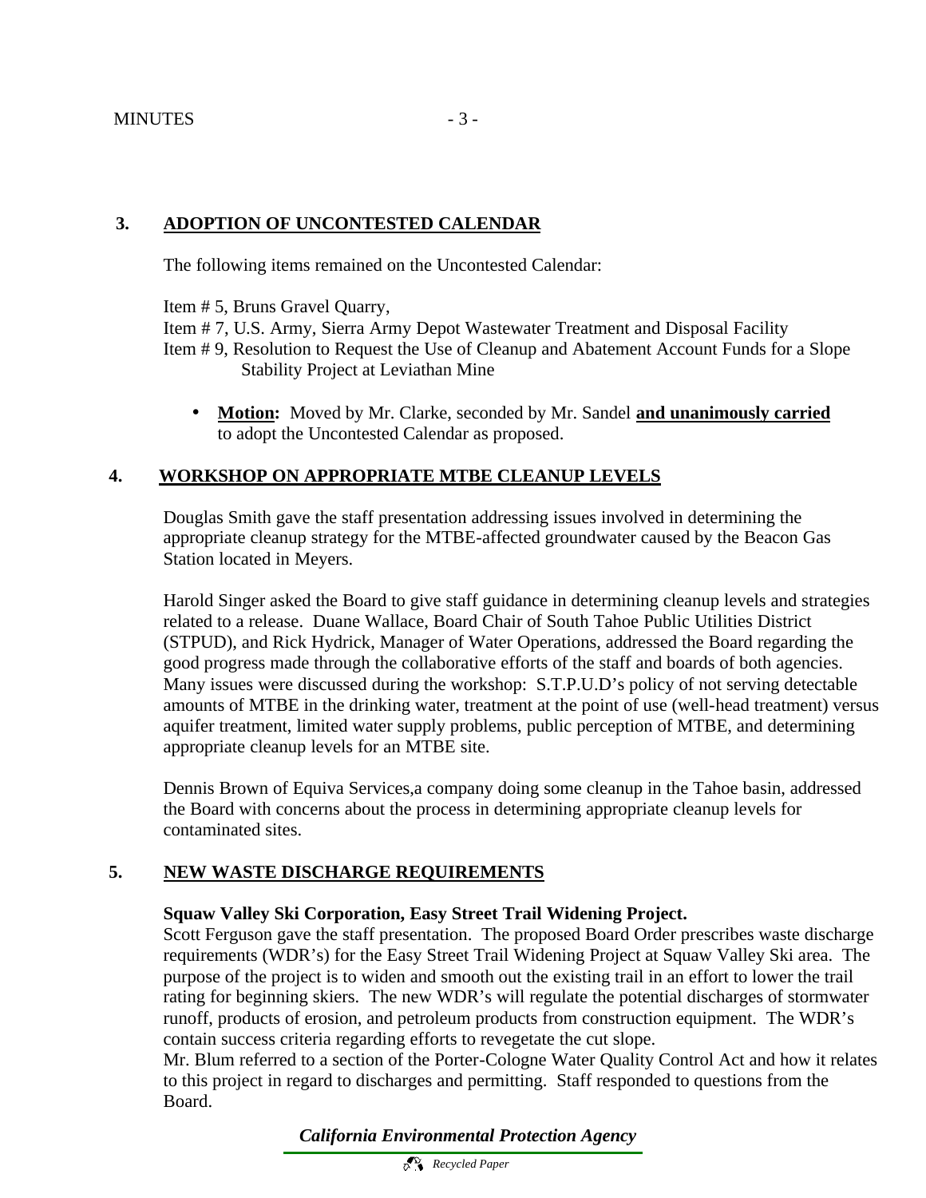## 3. ADOPTION OF UNCONTESTED CALENDAR

The following items remained on the Uncontested Calendar:

Item # 5, Bruns Gravel Quarry,
Item # 7, U.S. Army, Sierra Army Depot Wastewater Treatment and Disposal Facility
Item # 9, Resolution to Request the Use of Cleanup and Abatement Account Funds for a Slope Stability Project at Leviathan Mine

- **Motion:** Moved by Mr. Clarke, seconded by Mr. Sandel **and unanimously carried** to adopt the Uncontested Calendar as proposed.

## 4. WORKSHOP ON APPROPRIATE MTBE CLEANUP LEVELS

Douglas Smith gave the staff presentation addressing issues involved in determining the appropriate cleanup strategy for the MTBE-affected groundwater caused by the Beacon Gas Station located in Meyers.

Harold Singer asked the Board to give staff guidance in determining cleanup levels and strategies related to a release. Duane Wallace, Board Chair of South Tahoe Public Utilities District (STPUD), and Rick Hydrick, Manager of Water Operations, addressed the Board regarding the good progress made through the collaborative efforts of the staff and boards of both agencies. Many issues were discussed during the workshop: S.T.P.U.D's policy of not serving detectable amounts of MTBE in the drinking water, treatment at the point of use (well-head treatment) versus aquifer treatment, limited water supply problems, public perception of MTBE, and determining appropriate cleanup levels for an MTBE site.

Dennis Brown of Equiva Services,a company doing some cleanup in the Tahoe basin, addressed the Board with concerns about the process in determining appropriate cleanup levels for contaminated sites.

## 5. NEW WASTE DISCHARGE REQUIREMENTS

**Squaw Valley Ski Corporation, Easy Street Trail Widening Project.**
Scott Ferguson gave the staff presentation. The proposed Board Order prescribes waste discharge requirements (WDR's) for the Easy Street Trail Widening Project at Squaw Valley Ski area. The purpose of the project is to widen and smooth out the existing trail in an effort to lower the trail rating for beginning skiers. The new WDR's will regulate the potential discharges of stormwater runoff, products of erosion, and petroleum products from construction equipment. The WDR's contain success criteria regarding efforts to revegetate the cut slope.
Mr. Blum referred to a section of the Porter-Cologne Water Quality Control Act and how it relates to this project in regard to discharges and permitting. Staff responded to questions from the Board.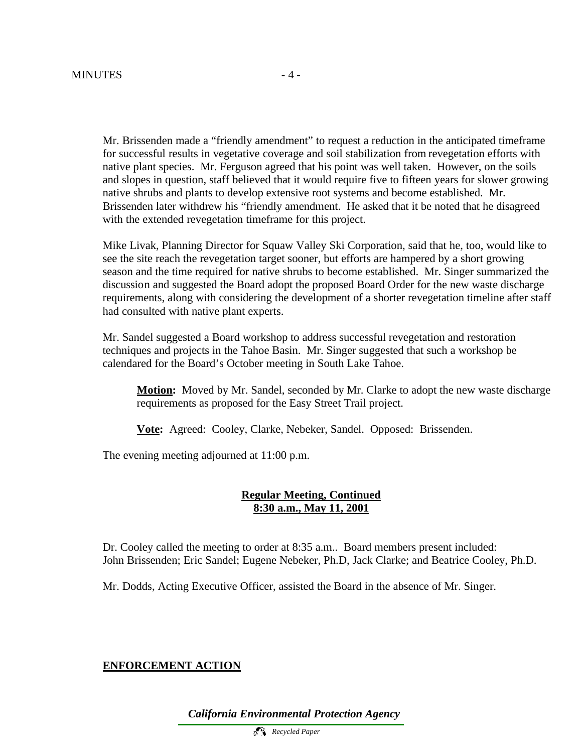Mr. Brissenden made a "friendly amendment" to request a reduction in the anticipated timeframe for successful results in vegetative coverage and soil stabilization from revegetation efforts with native plant species. Mr. Ferguson agreed that his point was well taken. However, on the soils and slopes in question, staff believed that it would require five to fifteen years for slower growing native shrubs and plants to develop extensive root systems and become established. Mr. Brissenden later withdrew his "friendly amendment. He asked that it be noted that he disagreed with the extended revegetation timeframe for this project.

Mike Livak, Planning Director for Squaw Valley Ski Corporation, said that he, too, would like to see the site reach the revegetation target sooner, but efforts are hampered by a short growing season and the time required for native shrubs to become established. Mr. Singer summarized the discussion and suggested the Board adopt the proposed Board Order for the new waste discharge requirements, along with considering the development of a shorter revegetation timeline after staff had consulted with native plant experts.

Mr. Sandel suggested a Board workshop to address successful revegetation and restoration techniques and projects in the Tahoe Basin. Mr. Singer suggested that such a workshop be calendared for the Board's October meeting in South Lake Tahoe.

> **Motion:** Moved by Mr. Sandel, seconded by Mr. Clarke to adopt the new waste discharge requirements as proposed for the Easy Street Trail project.
>
> **Vote:** Agreed: Cooley, Clarke, Nebeker, Sandel. Opposed: Brissenden.

The evening meeting adjourned at 11:00 p.m.

**Regular Meeting, Continued**
**8:30 a.m., May 11, 2001**

Dr. Cooley called the meeting to order at 8:35 a.m.. Board members present included: John Brissenden; Eric Sandel; Eugene Nebeker, Ph.D, Jack Clarke; and Beatrice Cooley, Ph.D.

Mr. Dodds, Acting Executive Officer, assisted the Board in the absence of Mr. Singer.

## ENFORCEMENT ACTION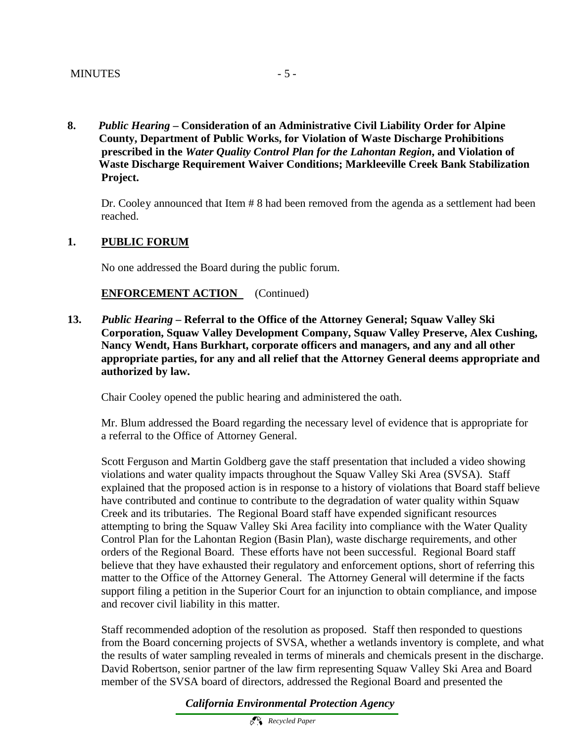**8.** ***Public Hearing*** **– Consideration of an Administrative Civil Liability Order for Alpine County, Department of Public Works, for Violation of Waste Discharge Prohibitions prescribed in the** ***Water Quality Control Plan for the Lahontan Region*****, and Violation of Waste Discharge Requirement Waiver Conditions; Markleeville Creek Bank Stabilization Project.**

Dr. Cooley announced that Item # 8 had been removed from the agenda as a settlement had been reached.

**1. <u>PUBLIC FORUM</u>**

No one addressed the Board during the public forum.

**<u>ENFORCEMENT ACTION</u>** (Continued)

**13.** ***Public Hearing*** **– Referral to the Office of the Attorney General; Squaw Valley Ski Corporation, Squaw Valley Development Company, Squaw Valley Preserve, Alex Cushing, Nancy Wendt, Hans Burkhart, corporate officers and managers, and any and all other appropriate parties, for any and all relief that the Attorney General deems appropriate and authorized by law.**

Chair Cooley opened the public hearing and administered the oath.

Mr. Blum addressed the Board regarding the necessary level of evidence that is appropriate for a referral to the Office of Attorney General.

Scott Ferguson and Martin Goldberg gave the staff presentation that included a video showing violations and water quality impacts throughout the Squaw Valley Ski Area (SVSA). Staff explained that the proposed action is in response to a history of violations that Board staff believe have contributed and continue to contribute to the degradation of water quality within Squaw Creek and its tributaries. The Regional Board staff have expended significant resources attempting to bring the Squaw Valley Ski Area facility into compliance with the Water Quality Control Plan for the Lahontan Region (Basin Plan), waste discharge requirements, and other orders of the Regional Board. These efforts have not been successful. Regional Board staff believe that they have exhausted their regulatory and enforcement options, short of referring this matter to the Office of the Attorney General. The Attorney General will determine if the facts support filing a petition in the Superior Court for an injunction to obtain compliance, and impose and recover civil liability in this matter.

Staff recommended adoption of the resolution as proposed. Staff then responded to questions from the Board concerning projects of SVSA, whether a wetlands inventory is complete, and what the results of water sampling revealed in terms of minerals and chemicals present in the discharge. David Robertson, senior partner of the law firm representing Squaw Valley Ski Area and Board member of the SVSA board of directors, addressed the Regional Board and presented the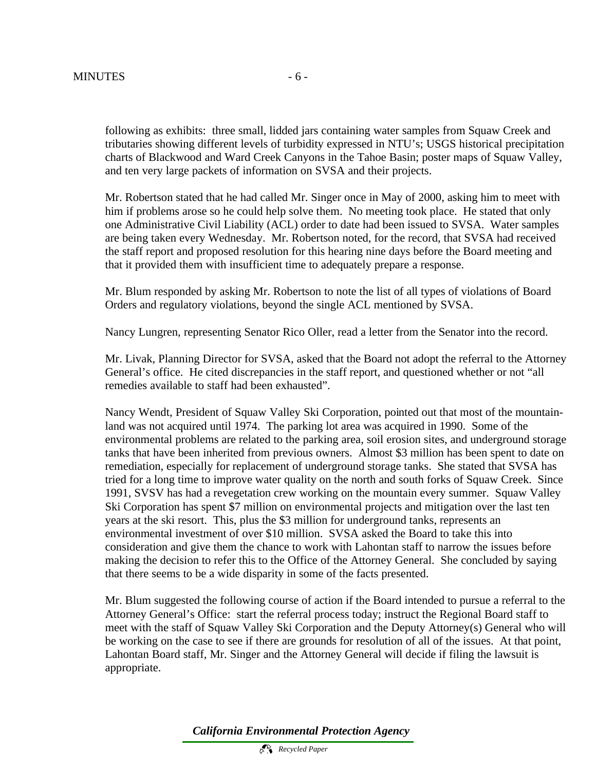following as exhibits: three small, lidded jars containing water samples from Squaw Creek and tributaries showing different levels of turbidity expressed in NTU's; USGS historical precipitation charts of Blackwood and Ward Creek Canyons in the Tahoe Basin; poster maps of Squaw Valley, and ten very large packets of information on SVSA and their projects.

Mr. Robertson stated that he had called Mr. Singer once in May of 2000, asking him to meet with him if problems arose so he could help solve them. No meeting took place. He stated that only one Administrative Civil Liability (ACL) order to date had been issued to SVSA. Water samples are being taken every Wednesday. Mr. Robertson noted, for the record, that SVSA had received the staff report and proposed resolution for this hearing nine days before the Board meeting and that it provided them with insufficient time to adequately prepare a response.

Mr. Blum responded by asking Mr. Robertson to note the list of all types of violations of Board Orders and regulatory violations, beyond the single ACL mentioned by SVSA.

Nancy Lungren, representing Senator Rico Oller, read a letter from the Senator into the record.

Mr. Livak, Planning Director for SVSA, asked that the Board not adopt the referral to the Attorney General's office. He cited discrepancies in the staff report, and questioned whether or not "all remedies available to staff had been exhausted".

Nancy Wendt, President of Squaw Valley Ski Corporation, pointed out that most of the mountain-land was not acquired until 1974. The parking lot area was acquired in 1990. Some of the environmental problems are related to the parking area, soil erosion sites, and underground storage tanks that have been inherited from previous owners. Almost $3 million has been spent to date on remediation, especially for replacement of underground storage tanks. She stated that SVSA has tried for a long time to improve water quality on the north and south forks of Squaw Creek. Since 1991, SVSV has had a revegetation crew working on the mountain every summer. Squaw Valley Ski Corporation has spent $7 million on environmental projects and mitigation over the last ten years at the ski resort. This, plus the $3 million for underground tanks, represents an environmental investment of over $10 million. SVSA asked the Board to take this into consideration and give them the chance to work with Lahontan staff to narrow the issues before making the decision to refer this to the Office of the Attorney General. She concluded by saying that there seems to be a wide disparity in some of the facts presented.

Mr. Blum suggested the following course of action if the Board intended to pursue a referral to the Attorney General's Office: start the referral process today; instruct the Regional Board staff to meet with the staff of Squaw Valley Ski Corporation and the Deputy Attorney(s) General who will be working on the case to see if there are grounds for resolution of all of the issues. At that point, Lahontan Board staff, Mr. Singer and the Attorney General will decide if filing the lawsuit is appropriate.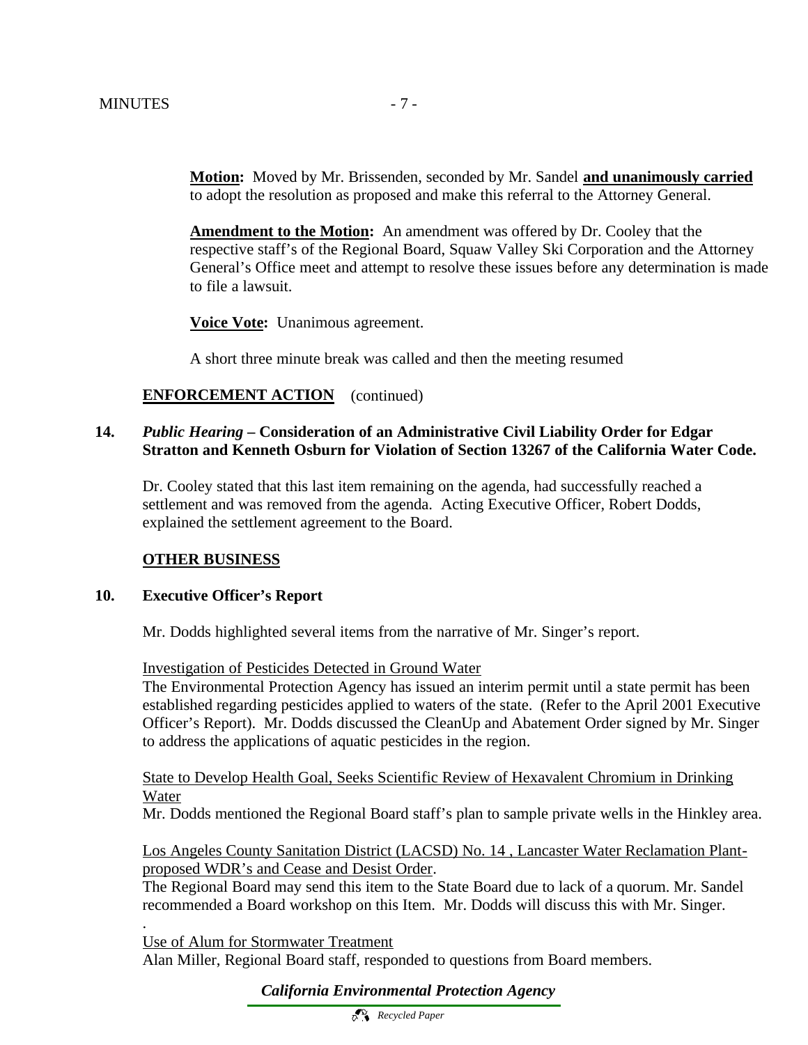**Motion:** Moved by Mr. Brissenden, seconded by Mr. Sandel **and unanimously carried** to adopt the resolution as proposed and make this referral to the Attorney General.

**Amendment to the Motion:** An amendment was offered by Dr. Cooley that the respective staff's of the Regional Board, Squaw Valley Ski Corporation and the Attorney General's Office meet and attempt to resolve these issues before any determination is made to file a lawsuit.

**Voice Vote:** Unanimous agreement.

A short three minute break was called and then the meeting resumed

**ENFORCEMENT ACTION** (continued)

**14.** ***Public Hearing* – Consideration of an Administrative Civil Liability Order for Edgar Stratton and Kenneth Osburn for Violation of Section 13267 of the California Water Code.**

Dr. Cooley stated that this last item remaining on the agenda, had successfully reached a settlement and was removed from the agenda. Acting Executive Officer, Robert Dodds, explained the settlement agreement to the Board.

**OTHER BUSINESS**

**10. Executive Officer's Report**

Mr. Dodds highlighted several items from the narrative of Mr. Singer's report.

Investigation of Pesticides Detected in Ground Water

The Environmental Protection Agency has issued an interim permit until a state permit has been established regarding pesticides applied to waters of the state. (Refer to the April 2001 Executive Officer's Report). Mr. Dodds discussed the CleanUp and Abatement Order signed by Mr. Singer to address the applications of aquatic pesticides in the region.

State to Develop Health Goal, Seeks Scientific Review of Hexavalent Chromium in Drinking Water

Mr. Dodds mentioned the Regional Board staff's plan to sample private wells in the Hinkley area.

Los Angeles County Sanitation District (LACSD) No. 14 , Lancaster Water Reclamation Plant-proposed WDR's and Cease and Desist Order.

The Regional Board may send this item to the State Board due to lack of a quorum. Mr. Sandel recommended a Board workshop on this Item. Mr. Dodds will discuss this with Mr. Singer.

.

Use of Alum for Stormwater Treatment

Alan Miller, Regional Board staff, responded to questions from Board members.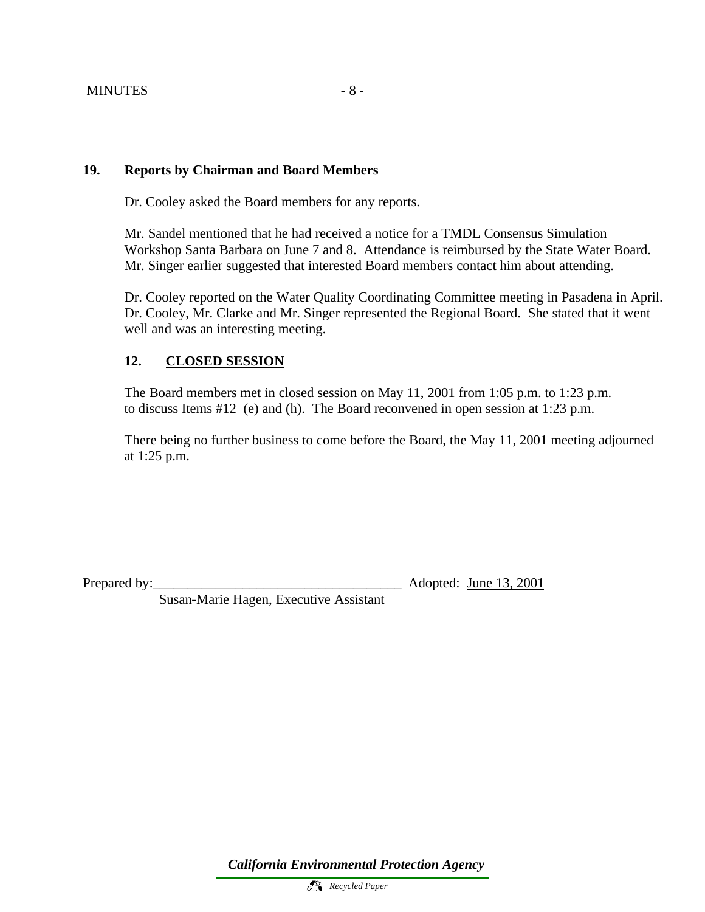**19. Reports by Chairman and Board Members**

Dr. Cooley asked the Board members for any reports.

Mr. Sandel mentioned that he had received a notice for a TMDL Consensus Simulation Workshop Santa Barbara on June 7 and 8. Attendance is reimbursed by the State Water Board. Mr. Singer earlier suggested that interested Board members contact him about attending.

Dr. Cooley reported on the Water Quality Coordinating Committee meeting in Pasadena in April. Dr. Cooley, Mr. Clarke and Mr. Singer represented the Regional Board. She stated that it went well and was an interesting meeting.

**12. <u>CLOSED SESSION</u>**

The Board members met in closed session on May 11, 2001 from 1:05 p.m. to 1:23 p.m. to discuss Items #12 (e) and (h). The Board reconvened in open session at 1:23 p.m.

There being no further business to come before the Board, the May 11, 2001 meeting adjourned at 1:25 p.m.

Prepared by:____________________________________ Adopted: <u>June 13, 2001</u>

Susan-Marie Hagen, Executive Assistant

***California Environmental Protection Agency***

*Recycled Paper*